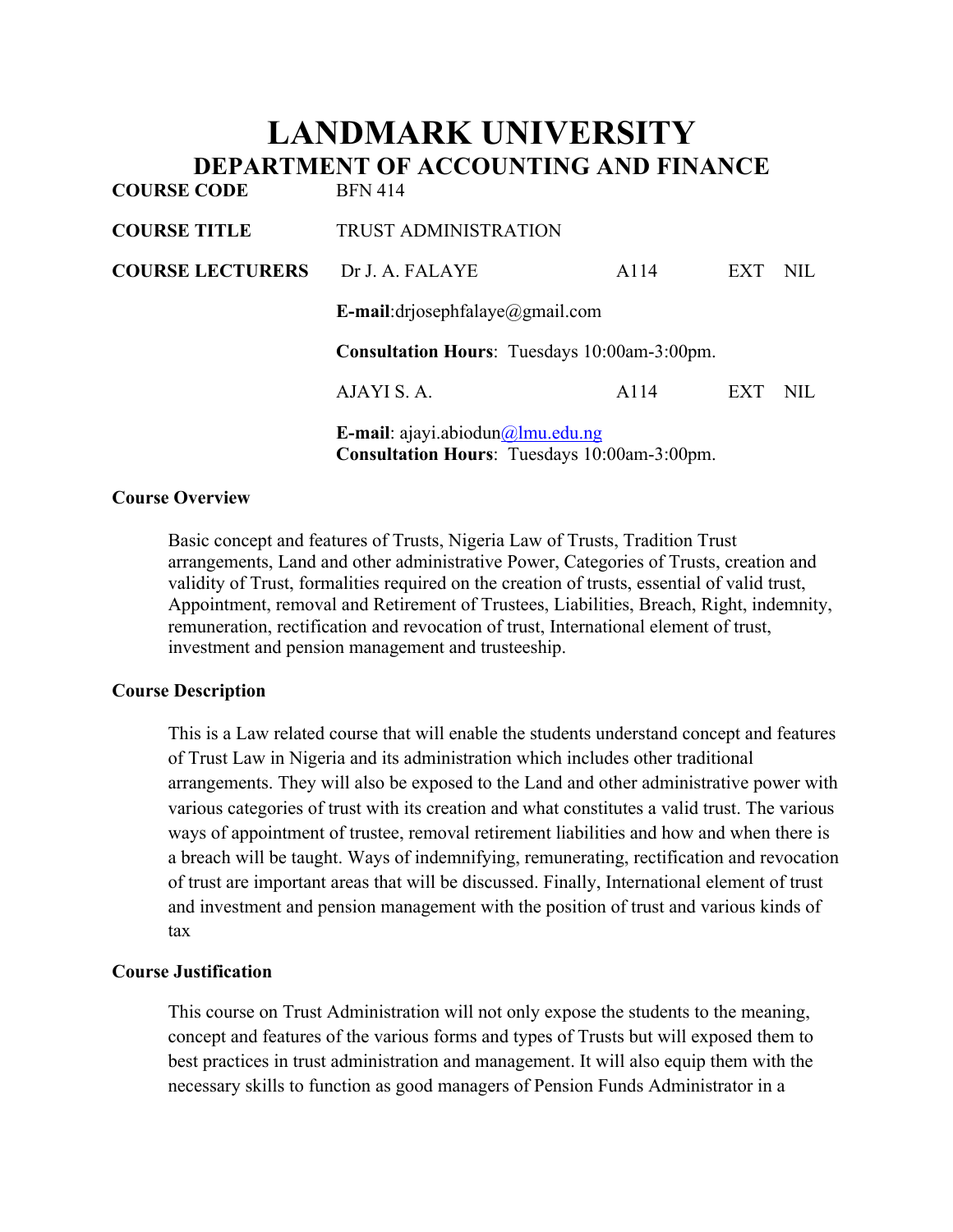# LANDMARK UNIVERSITY

## DEPARTMENT OF ACCOUNTING AND FINANCE

| | | | | |
|---|---|---|---|---|
| **COURSE CODE** | BFN 414 | | | |
| **COURSE TITLE** | TRUST ADMINISTRATION | | | |
| **COURSE LECTURERS** | Dr J. A. FALAYE | A114 | EXT | NIL |
| | **E-mail**:drjosephfalaye@gmail.com | | | |
| | **Consultation Hours**: Tuesdays 10:00am-3:00pm. | | | |
| | AJAYI S. A. | A114 | EXT | NIL |
| | **E-mail**: ajayi.abiodun@lmu.edu.ng<br>**Consultation Hours**: Tuesdays 10:00am-3:00pm. | | | |

### Course Overview

Basic concept and features of Trusts, Nigeria Law of Trusts, Tradition Trust arrangements, Land and other administrative Power, Categories of Trusts, creation and validity of Trust, formalities required on the creation of trusts, essential of valid trust, Appointment, removal and Retirement of Trustees, Liabilities, Breach, Right, indemnity, remuneration, rectification and revocation of trust, International element of trust, investment and pension management and trusteeship.

### Course Description

This is a Law related course that will enable the students understand concept and features of Trust Law in Nigeria and its administration which includes other traditional arrangements. They will also be exposed to the Land and other administrative power with various categories of trust with its creation and what constitutes a valid trust. The various ways of appointment of trustee, removal retirement liabilities and how and when there is a breach will be taught. Ways of indemnifying, remunerating, rectification and revocation of trust are important areas that will be discussed. Finally, International element of trust and investment and pension management with the position of trust and various kinds of tax

### Course Justification

This course on Trust Administration will not only expose the students to the meaning, concept and features of the various forms and types of Trusts but will exposed them to best practices in trust administration and management. It will also equip them with the necessary skills to function as good managers of Pension Funds Administrator in a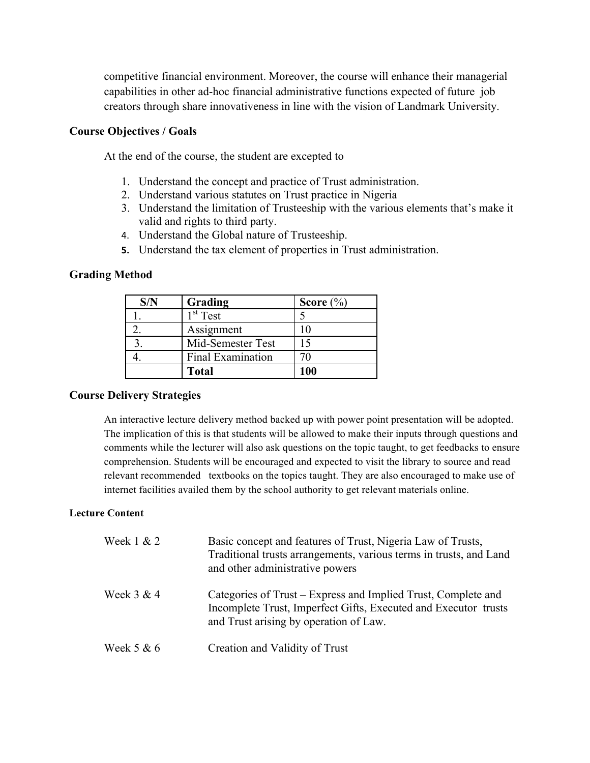competitive financial environment. Moreover, the course will enhance their managerial capabilities in other ad-hoc financial administrative functions expected of future job creators through share innovativeness in line with the vision of Landmark University.

### Course Objectives / Goals

At the end of the course, the student are excepted to

1. Understand the concept and practice of Trust administration.
2. Understand various statutes on Trust practice in Nigeria
3. Understand the limitation of Trusteeship with the various elements that's make it valid and rights to third party.
4. Understand the Global nature of Trusteeship.
5. Understand the tax element of properties in Trust administration.

### Grading Method

| S/N | Grading | Score (%) |
|---|---|---|
| 1. | 1st Test | 5 |
| 2. | Assignment | 10 |
| 3. | Mid-Semester Test | 15 |
| 4. | Final Examination | 70 |
| | **Total** | **100** |

### Course Delivery Strategies

An interactive lecture delivery method backed up with power point presentation will be adopted. The implication of this is that students will be allowed to make their inputs through questions and comments while the lecturer will also ask questions on the topic taught, to get feedbacks to ensure comprehension. Students will be encouraged and expected to visit the library to source and read relevant recommended textbooks on the topics taught. They are also encouraged to make use of internet facilities availed them by the school authority to get relevant materials online.

#### Lecture Content

Week 1 & 2 — Basic concept and features of Trust, Nigeria Law of Trusts, Traditional trusts arrangements, various terms in trusts, and Land and other administrative powers

Week 3 & 4 — Categories of Trust – Express and Implied Trust, Complete and Incomplete Trust, Imperfect Gifts, Executed and Executor trusts and Trust arising by operation of Law.

Week 5 & 6 — Creation and Validity of Trust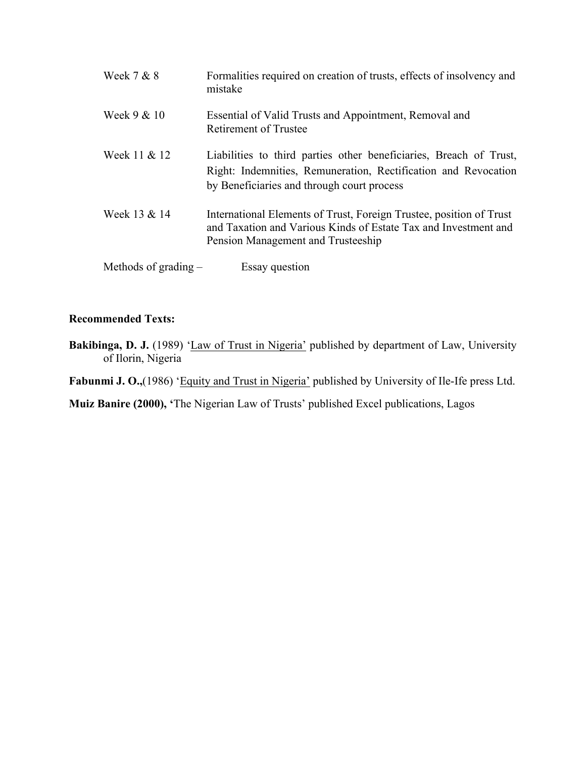| | |
|---|---|
| Week 7 & 8 | Formalities required on creation of trusts, effects of insolvency and mistake |
| Week 9 & 10 | Essential of Valid Trusts and Appointment, Removal and Retirement of Trustee |
| Week 11 & 12 | Liabilities to third parties other beneficiaries, Breach of Trust, Right: Indemnities, Remuneration, Rectification and Revocation by Beneficiaries and through court process |
| Week 13 & 14 | International Elements of Trust, Foreign Trustee, position of Trust and Taxation and Various Kinds of Estate Tax and Investment and Pension Management and Trusteeship |

Methods of grading – Essay question

**Recommended Texts:**

**Bakibinga, D. J.** (1989) '<u>Law of Trust in Nigeria'</u> published by department of Law, University of Ilorin, Nigeria

**Fabunmi J. O.,**(1986) '<u>Equity and Trust in Nigeria'</u> published by University of Ile-Ife press Ltd.

**Muiz Banire (2000), '**The Nigerian Law of Trusts' published Excel publications, Lagos